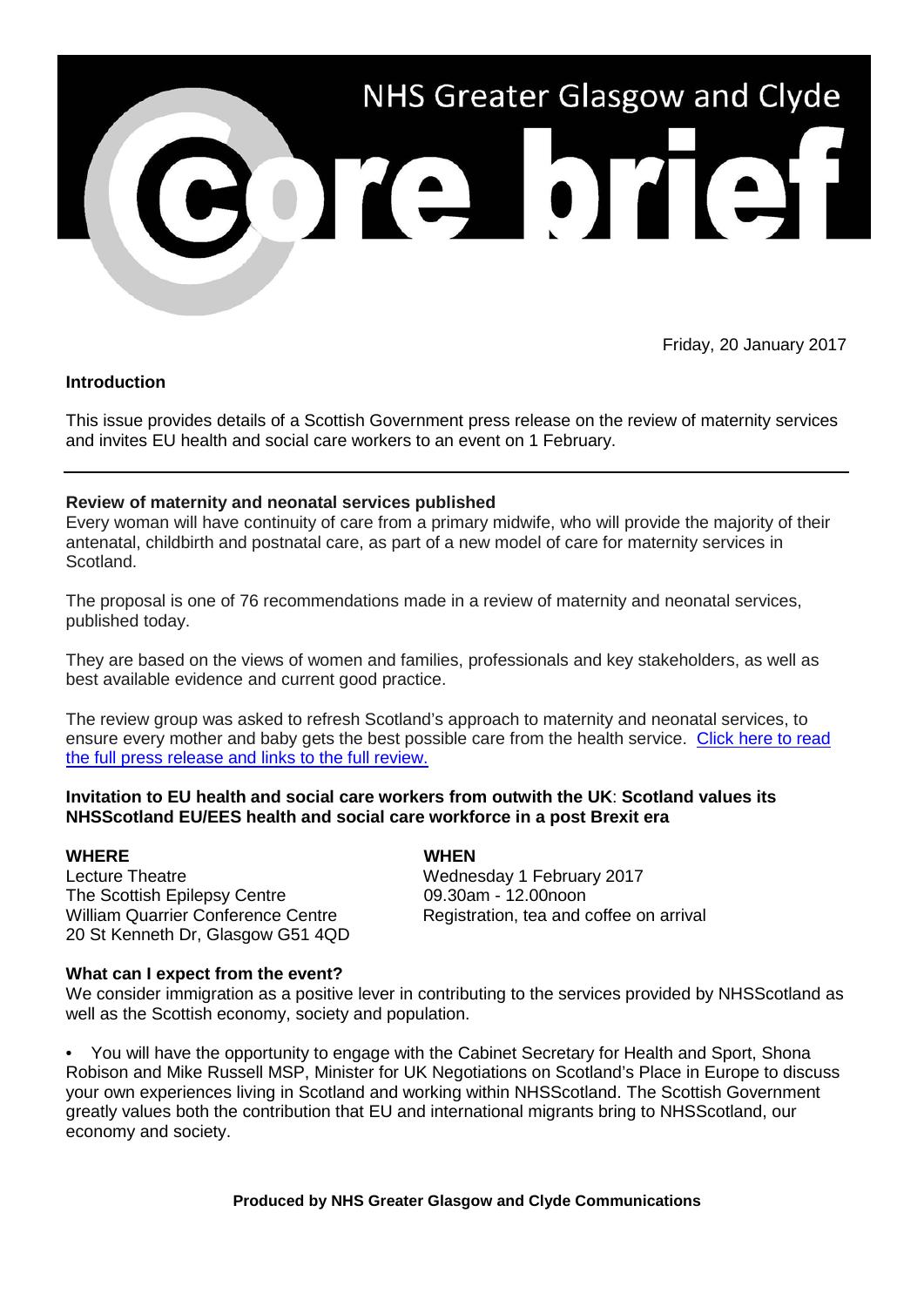# NHS Greater Glasgow and Clyde

# Core brief

Friday, 20 January 2017

**Introduction**

This issue provides details of a Scottish Government press release on the review of maternity services and invites EU health and social care workers to an event on 1 February.

---

**Review of maternity and neonatal services published**

Every woman will have continuity of care from a primary midwife, who will provide the majority of their antenatal, childbirth and postnatal care, as part of a new model of care for maternity services in Scotland.

The proposal is one of 76 recommendations made in a review of maternity and neonatal services, published today.

They are based on the views of women and families, professionals and key stakeholders, as well as best available evidence and current good practice.

The review group was asked to refresh Scotland's approach to maternity and neonatal services, to ensure every mother and baby gets the best possible care from the health service. Click here to read the full press release and links to the full review.

**Invitation to EU health and social care workers from outwith the UK**: **Scotland values its NHSScotland EU/EES health and social care workforce in a post Brexit era**

**WHERE**
Lecture Theatre
The Scottish Epilepsy Centre
William Quarrier Conference Centre
20 St Kenneth Dr, Glasgow G51 4QD

**WHEN**
Wednesday 1 February 2017
09.30am - 12.00noon
Registration, tea and coffee on arrival

**What can I expect from the event?**

We consider immigration as a positive lever in contributing to the services provided by NHSScotland as well as the Scottish economy, society and population.

- You will have the opportunity to engage with the Cabinet Secretary for Health and Sport, Shona Robison and Mike Russell MSP, Minister for UK Negotiations on Scotland's Place in Europe to discuss your own experiences living in Scotland and working within NHSScotland. The Scottish Government greatly values both the contribution that EU and international migrants bring to NHSScotland, our economy and society.

**Produced by NHS Greater Glasgow and Clyde Communications**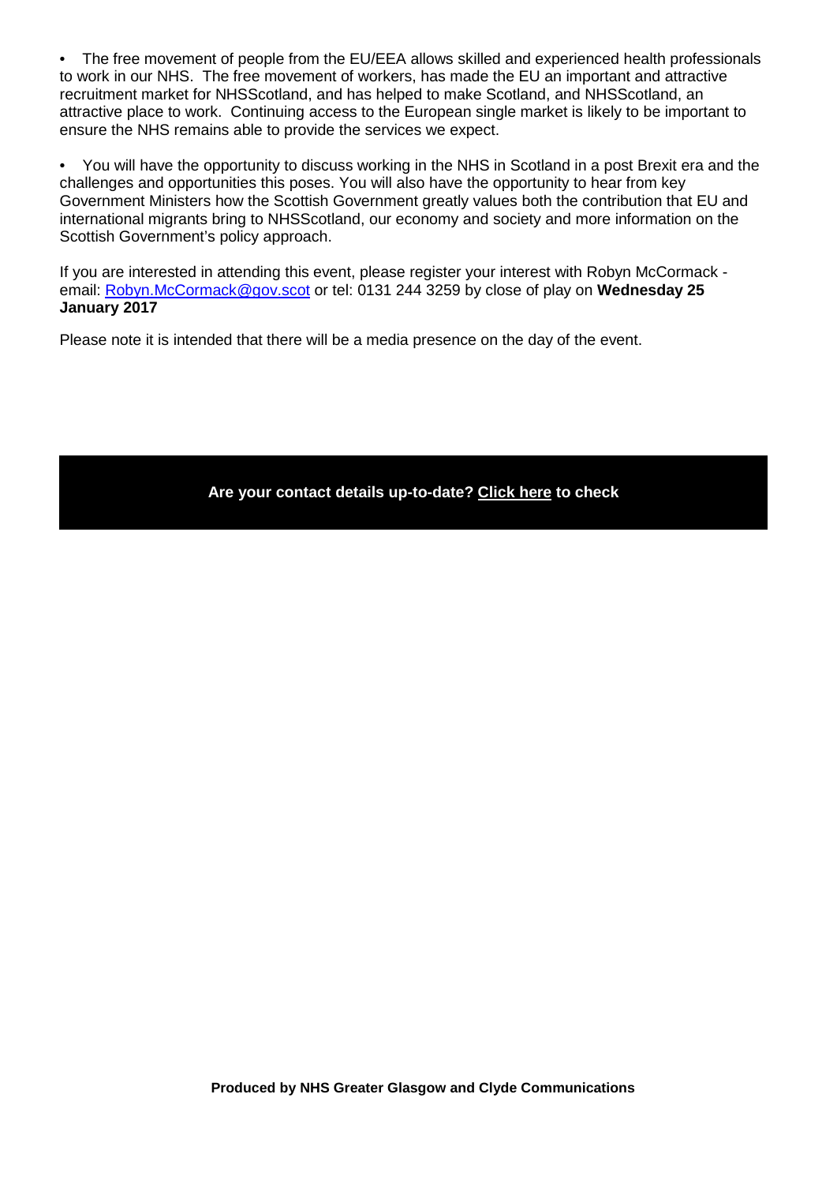- The free movement of people from the EU/EEA allows skilled and experienced health professionals to work in our NHS. The free movement of workers, has made the EU an important and attractive recruitment market for NHSScotland, and has helped to make Scotland, and NHSScotland, an attractive place to work. Continuing access to the European single market is likely to be important to ensure the NHS remains able to provide the services we expect.

- You will have the opportunity to discuss working in the NHS in Scotland in a post Brexit era and the challenges and opportunities this poses. You will also have the opportunity to hear from key Government Ministers how the Scottish Government greatly values both the contribution that EU and international migrants bring to NHSScotland, our economy and society and more information on the Scottish Government's policy approach.

If you are interested in attending this event, please register your interest with Robyn McCormack - email: Robyn.McCormack@gov.scot or tel: 0131 244 3259 by close of play on **Wednesday 25 January 2017**

Please note it is intended that there will be a media presence on the day of the event.

**Are your contact details up-to-date? Click here to check**

**Produced by NHS Greater Glasgow and Clyde Communications**